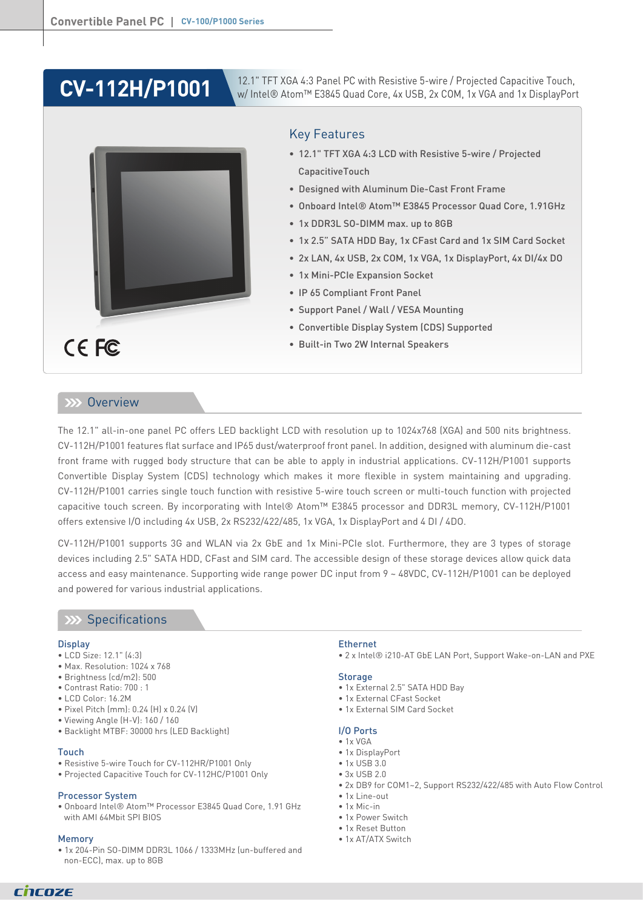# CV-112H/P1001

12.1" TFT XGA 4:3 Panel PC with Resistive 5-wire / Projected Capacitive Touch, w/ Intel® Atom™ E3845 Quad Core, 4x USB, 2x COM, 1x VGA and 1x DisplayPort

## Key Features

- 12.1" TFT XGA 4:3 LCD with Resistive 5-wire / Projected CapacitiveTouch
- Designed with Aluminum Die-Cast Front Frame
- Onboard Intel® Atom™ E3845 Processor Quad Core, 1.91GHz
- 1x DDR3L SO-DIMM max. up to 8GB
- 1x 2.5" SATA HDD Bay, 1x CFast Card and 1x SIM Card Socket
- 2x LAN, 4x USB, 2x COM, 1x VGA, 1x DisplayPort, 4x DI/4x DO
- 1x Mini-PCIe Expansion Socket
- IP 65 Compliant Front Panel
- Support Panel / Wall / VESA Mounting
- Convertible Display System (CDS) Supported
- Built-in Two 2W Internal Speakers

## Overview

The 12.1" all-in-one panel PC offers LED backlight LCD with resolution up to 1024x768 (XGA) and 500 nits brightness. CV-112H/P1001 features flat surface and IP65 dust/waterproof front panel. In addition, designed with aluminum die-cast front frame with rugged body structure that can be able to apply in industrial applications. CV-112H/P1001 supports Convertible Display System (CDS) technology which makes it more flexible in system maintaining and upgrading. CV-112H/P1001 carries single touch function with resistive 5-wire touch screen or multi-touch function with projected capacitive touch screen. By incorporating with Intel® Atom™ E3845 processor and DDR3L memory, CV-112H/P1001 offers extensive I/O including 4x USB, 2x RS232/422/485, 1x VGA, 1x DisplayPort and 4 DI / 4DO.

CV-112H/P1001 supports 3G and WLAN via 2x GbE and 1x Mini-PCIe slot. Furthermore, they are 3 types of storage devices including 2.5" SATA HDD, CFast and SIM card. The accessible design of these storage devices allow quick data access and easy maintenance. Supporting wide range power DC input from 9 ~ 48VDC, CV-112H/P1001 can be deployed and powered for various industrial applications.

## Specifications

### Display
- LCD Size: 12.1" (4:3)
- Max. Resolution: 1024 x 768
- Brightness (cd/m2): 500
- Contrast Ratio: 700 : 1
- LCD Color: 16.2M
- Pixel Pitch (mm): 0.24 (H) x 0.24 (V)
- Viewing Angle (H-V): 160 / 160
- Backlight MTBF: 30000 hrs (LED Backlight)

### Touch
- Resistive 5-wire Touch for CV-112HR/P1001 Only
- Projected Capacitive Touch for CV-112HC/P1001 Only

### Processor System
- Onboard Intel® Atom™ Processor E3845 Quad Core, 1.91 GHz with AMI 64Mbit SPI BIOS

### Memory
- 1x 204-Pin SO-DIMM DDR3L 1066 / 1333MHz (un-buffered and non-ECC), max. up to 8GB

### Ethernet
- 2 x Intel® i210-AT GbE LAN Port, Support Wake-on-LAN and PXE

### Storage
- 1x External 2.5" SATA HDD Bay
- 1x External CFast Socket
- 1x External SIM Card Socket

### I/O Ports
- 1x VGA
- 1x DisplayPort
- 1x USB 3.0
- 3x USB 2.0
- 2x DB9 for COM1~2, Support RS232/422/485 with Auto Flow Control
- 1x Line-out
- 1x Mic-in
- 1x Power Switch
- 1x Reset Button
- 1x AT/ATX Switch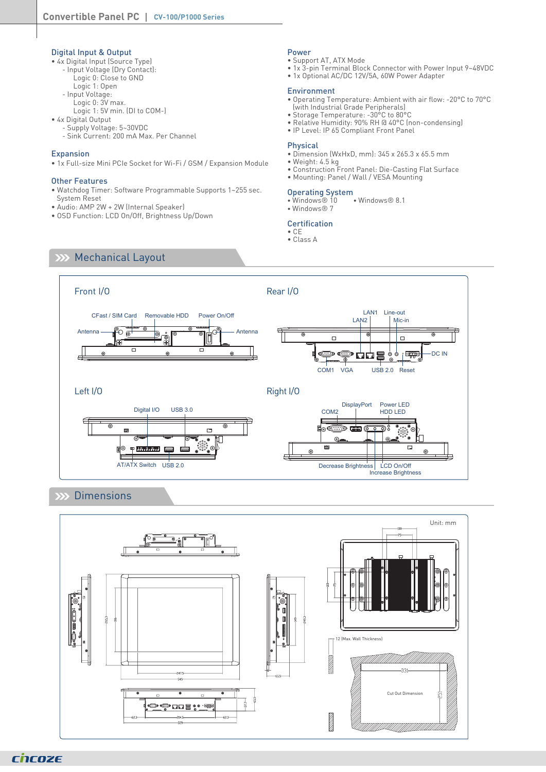## Digital Input & Output

- 4x Digital Input (Source Type)
  - Input Voltage (Dry Contact):
    - Logic 0: Close to GND
    - Logic 1: Open
  - Input Voltage:
    - Logic 0: 3V max.
    - Logic 1: 5V min. (DI to COM-)
- 4x Digital Output
  - Supply Voltage: 5~30VDC
  - Sink Current: 200 mA Max. Per Channel

## Expansion

- 1x Full-size Mini PCIe Socket for Wi-Fi / GSM / Expansion Module

## Other Features

- Watchdog Timer: Software Programmable Supports 1~255 sec. System Reset
- Audio: AMP 2W + 2W (Internal Speaker)
- OSD Function: LCD On/Off, Brightness Up/Down

## Power

- Support AT, ATX Mode
- 1x 3-pin Terminal Block Connector with Power Input 9~48VDC
- 1x Optional AC/DC 12V/5A, 60W Power Adapter

## Environment

- Operating Temperature: Ambient with air flow: -20°C to 70°C (with Industrial Grade Peripherals)
- Storage Temperature: -30°C to 80°C
- Relative Humidity: 90% RH @ 40°C (non-condensing)
- IP Level: IP 65 Compliant Front Panel

## Physical

- Dimension (WxHxD, mm): 345 x 265.3 x 65.5 mm
- Weight: 4.5 kg
- Construction Front Panel: Die-Casting Flat Surface
- Mounting: Panel / Wall / VESA Mounting

## Operating System

- Windows® 10
- Windows® 8.1
- Windows® 7

## Certification

- CE
- Class A

## Mechanical Layout

### Front I/O

CFast / SIM Card, Removable HDD, Power On/Off, Antenna, Antenna

### Rear I/O

LAN1, Line-out, LAN2, Mic-in, DC IN, COM1, VGA, USB 2.0, Reset

### Left I/O

Digital I/O, USB 3.0, AT/ATX Switch, USB 2.0

### Right I/O

DisplayPort, Power LED, COM2, HDD LED, Decrease Brightness, LCD On/Off, Increase Brightness

## Dimensions

Unit: mm

12 (Max. Wall Thickness)

Cut Out Dimension: 331 x 251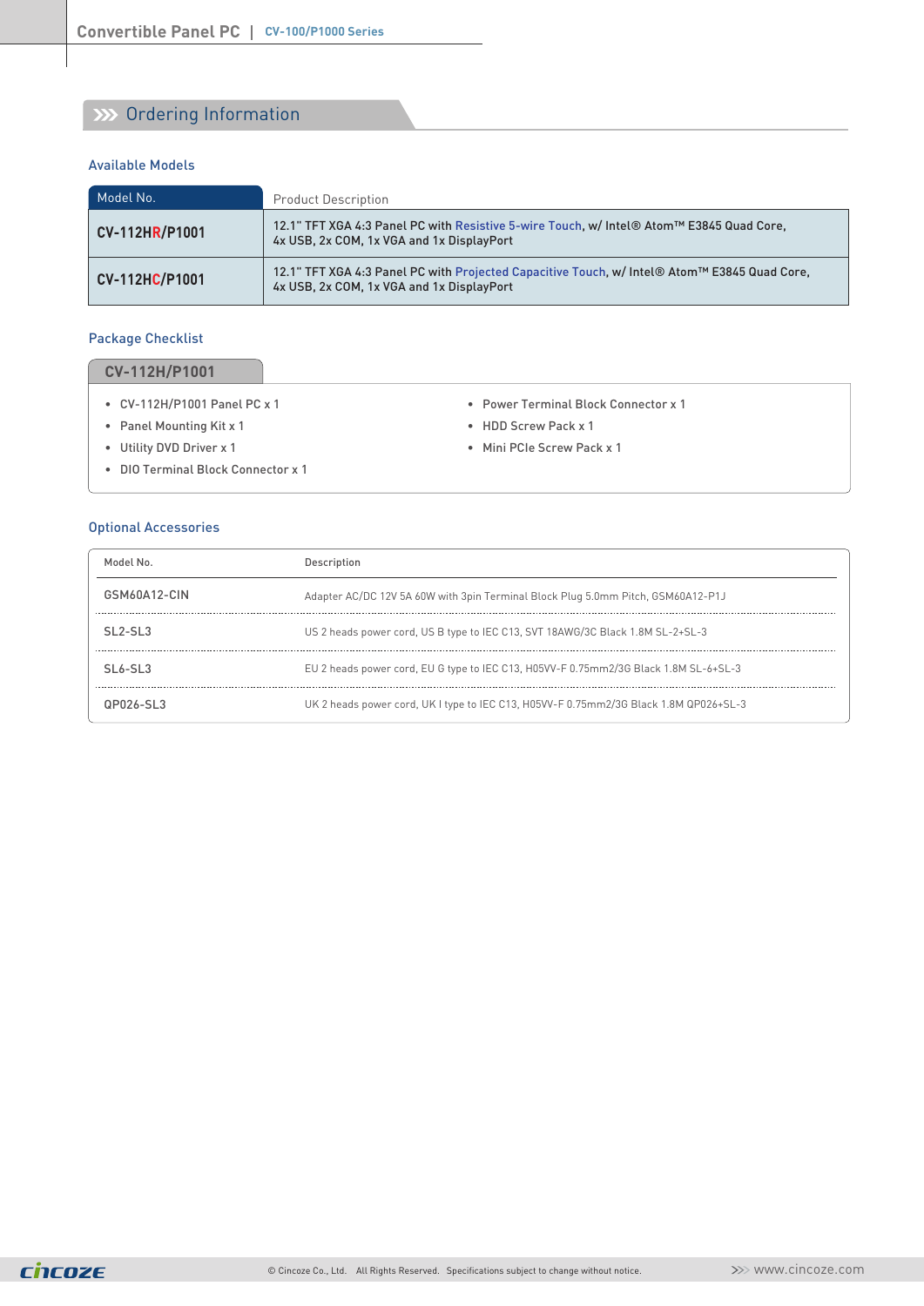## Ordering Information

### Available Models

| Model No. | Product Description |
|---|---|
| CV-112HR/P1001 | 12.1" TFT XGA 4:3 Panel PC with Resistive 5-wire Touch, w/ Intel® Atom™ E3845 Quad Core, 4x USB, 2x COM, 1x VGA and 1x DisplayPort |
| CV-112HC/P1001 | 12.1" TFT XGA 4:3 Panel PC with Projected Capacitive Touch, w/ Intel® Atom™ E3845 Quad Core, 4x USB, 2x COM, 1x VGA and 1x DisplayPort |

### Package Checklist

**CV-112H/P1001**

- CV-112H/P1001 Panel PC x 1
- Panel Mounting Kit x 1
- Utility DVD Driver x 1
- DIO Terminal Block Connector x 1
- Power Terminal Block Connector x 1
- HDD Screw Pack x 1
- Mini PCIe Screw Pack x 1

### Optional Accessories

| Model No. | Description |
|---|---|
| GSM60A12-CIN | Adapter AC/DC 12V 5A 60W with 3pin Terminal Block Plug 5.0mm Pitch, GSM60A12-P1J |
| SL2-SL3 | US 2 heads power cord, US B type to IEC C13, SVT 18AWG/3C Black 1.8M SL-2+SL-3 |
| SL6-SL3 | EU 2 heads power cord, EU G type to IEC C13, H05VV-F 0.75mm2/3G Black 1.8M SL-6+SL-3 |
| QP026-SL3 | UK 2 heads power cord, UK I type to IEC C13, H05VV-F 0.75mm2/3G Black 1.8M QP026+SL-3 |